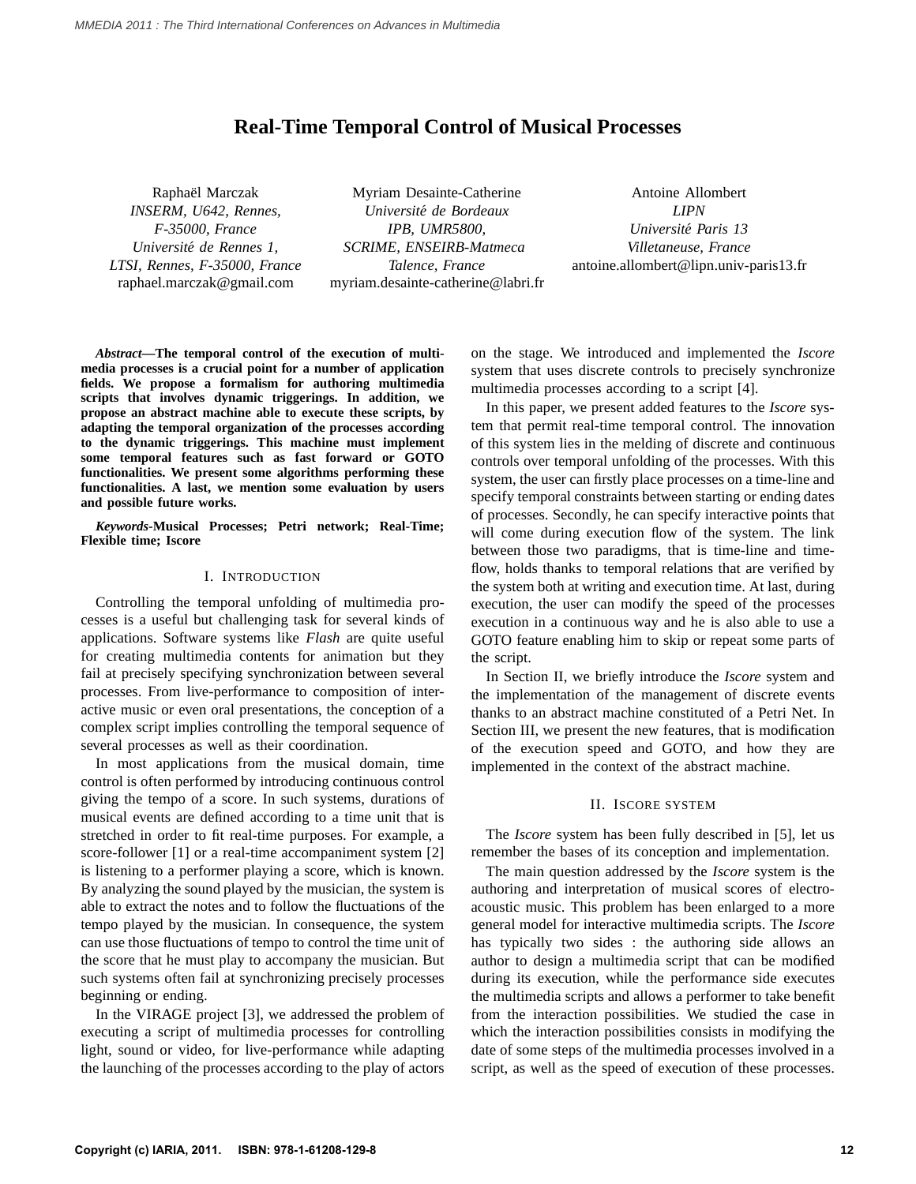# Real-Time Temporal Control of Musical Processes

Raphaël Marczak
*INSERM, U642, Rennes, F-35000, France*
*Université de Rennes 1, LTSI, Rennes, F-35000, France*
raphael.marczak@gmail.com

Myriam Desainte-Catherine
*Université de Bordeaux*
*IPB, UMR5800, SCRIME, ENSEIRB-Matmeca*
*Talence, France*
myriam.desainte-catherine@labri.fr

Antoine Allombert
*LIPN*
*Université Paris 13*
*Villetaneuse, France*
antoine.allombert@lipn.univ-paris13.fr

***Abstract*—The temporal control of the execution of multimedia processes is a crucial point for a number of application fields. We propose a formalism for authoring multimedia scripts that involves dynamic triggerings. In addition, we propose an abstract machine able to execute these scripts, by adapting the temporal organization of the processes according to the dynamic triggerings. This machine must implement some temporal features such as fast forward or GOTO functionalities. We present some algorithms performing these functionalities. A last, we mention some evaluation by users and possible future works.**

***Keywords*-Musical Processes; Petri network; Real-Time; Flexible time; Iscore**

## I. Introduction

Controlling the temporal unfolding of multimedia processes is a useful but challenging task for several kinds of applications. Software systems like *Flash* are quite useful for creating multimedia contents for animation but they fail at precisely specifying synchronization between several processes. From live-performance to composition of interactive music or even oral presentations, the conception of a complex script implies controlling the temporal sequence of several processes as well as their coordination.

In most applications from the musical domain, time control is often performed by introducing continuous control giving the tempo of a score. In such systems, durations of musical events are defined according to a time unit that is stretched in order to fit real-time purposes. For example, a score-follower [1] or a real-time accompaniment system [2] is listening to a performer playing a score, which is known. By analyzing the sound played by the musician, the system is able to extract the notes and to follow the fluctuations of the tempo played by the musician. In consequence, the system can use those fluctuations of tempo to control the time unit of the score that he must play to accompany the musician. But such systems often fail at synchronizing precisely processes beginning or ending.

In the VIRAGE project [3], we addressed the problem of executing a script of multimedia processes for controlling light, sound or video, for live-performance while adapting the launching of the processes according to the play of actors on the stage. We introduced and implemented the *Iscore* system that uses discrete controls to precisely synchronize multimedia processes according to a script [4].

In this paper, we present added features to the *Iscore* system that permit real-time temporal control. The innovation of this system lies in the melding of discrete and continuous controls over temporal unfolding of the processes. With this system, the user can firstly place processes on a time-line and specify temporal constraints between starting or ending dates of processes. Secondly, he can specify interactive points that will come during execution flow of the system. The link between those two paradigms, that is time-line and time-flow, holds thanks to temporal relations that are verified by the system both at writing and execution time. At last, during execution, the user can modify the speed of the processes execution in a continuous way and he is also able to use a GOTO feature enabling him to skip or repeat some parts of the script.

In Section II, we briefly introduce the *Iscore* system and the implementation of the management of discrete events thanks to an abstract machine constituted of a Petri Net. In Section III, we present the new features, that is modification of the execution speed and GOTO, and how they are implemented in the context of the abstract machine.

## II. Iscore system

The *Iscore* system has been fully described in [5], let us remember the bases of its conception and implementation.

The main question addressed by the *Iscore* system is the authoring and interpretation of musical scores of electro-acoustic music. This problem has been enlarged to a more general model for interactive multimedia scripts. The *Iscore* has typically two sides : the authoring side allows an author to design a multimedia script that can be modified during its execution, while the performance side executes the multimedia scripts and allows a performer to take benefit from the interaction possibilities. We studied the case in which the interaction possibilities consists in modifying the date of some steps of the multimedia processes involved in a script, as well as the speed of execution of these processes.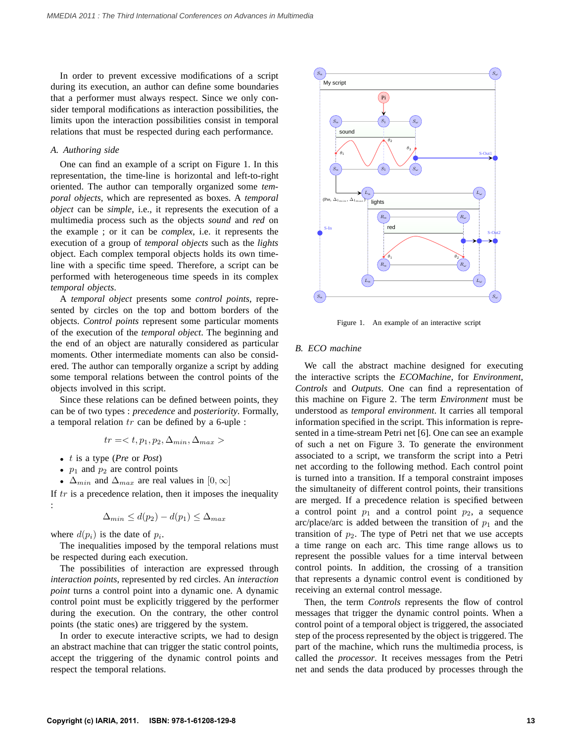In order to prevent excessive modifications of a script during its execution, an author can define some boundaries that a performer must always respect. Since we only consider temporal modifications as interaction possibilities, the limits upon the interaction possibilities consist in temporal relations that must be respected during each performance.

### A. Authoring side

One can find an example of a script on Figure 1. In this representation, the time-line is horizontal and left-to-right oriented. The author can temporally organized some *temporal objects*, which are represented as boxes. A *temporal object* can be *simple*, i.e., it represents the execution of a multimedia process such as the objects *sound* and *red* on the example ; or it can be *complex*, i.e. it represents the execution of a group of *temporal objects* such as the *lights* object. Each complex temporal objects holds its own timeline with a specific time speed. Therefore, a script can be performed with heterogeneous time speeds in its complex *temporal objects*.

A *temporal object* presents some *control points*, represented by circles on the top and bottom borders of the objects. *Control points* represent some particular moments of the execution of the *temporal object*. The beginning and the end of an object are naturally considered as particular moments. Other intermediate moments can also be considered. The author can temporally organize a script by adding some temporal relations between the control points of the objects involved in this script.

Since these relations can be defined between points, they can be of two types : *precedence* and *posteriority*. Formally, a temporal relation $tr$ can be defined by a 6-uple :

$$tr =< t, p_1, p_2, \Delta_{min}, \Delta_{max} >$$

- $t$ is a type (*Pre* or *Post*)
- $p_1$ and $p_2$ are control points
- $\Delta_{min}$ and $\Delta_{max}$ are real values in $[0, \infty]$

If $tr$ is a precedence relation, then it imposes the inequality :

$$\Delta_{min} \leq d(p_2) - d(p_1) \leq \Delta_{max}$$

where $d(p_i)$ is the date of $p_i$.

The inequalities imposed by the temporal relations must be respected during each execution.

The possibilities of interaction are expressed through *interaction points*, represented by red circles. An *interaction point* turns a control point into a dynamic one. A dynamic control point must be explicitly triggered by the performer during the execution. On the contrary, the other control points (the static ones) are triggered by the system.

In order to execute interactive scripts, we had to design an abstract machine that can trigger the static control points, accept the triggering of the dynamic control points and respect the temporal relations.

Figure 1. An example of an interactive script

### B. ECO machine

We call the abstract machine designed for executing the interactive scripts the *ECOMachine*, for *Environment*, *Controls* and *Outputs*. One can find a representation of this machine on Figure 2. The term *Environment* must be understood as *temporal environment*. It carries all temporal information specified in the script. This information is represented in a time-stream Petri net [6]. One can see an example of such a net on Figure 3. To generate the environment associated to a script, we transform the script into a Petri net according to the following method. Each control point is turned into a transition. If a temporal constraint imposes the simultaneity of different control points, their transitions are merged. If a precedence relation is specified between a control point $p_1$ and a control point $p_2$, a sequence arc/place/arc is added between the transition of $p_1$ and the transition of $p_2$. The type of Petri net that we use accepts a time range on each arc. This time range allows us to represent the possible values for a time interval between control points. In addition, the crossing of a transition that represents a dynamic control event is conditioned by receiving an external control message.

Then, the term *Controls* represents the flow of control messages that trigger the dynamic control points. When a control point of a temporal object is triggered, the associated step of the process represented by the object is triggered. The part of the machine, which runs the multimedia process, is called the *processor*. It receives messages from the Petri net and sends the data produced by processes through the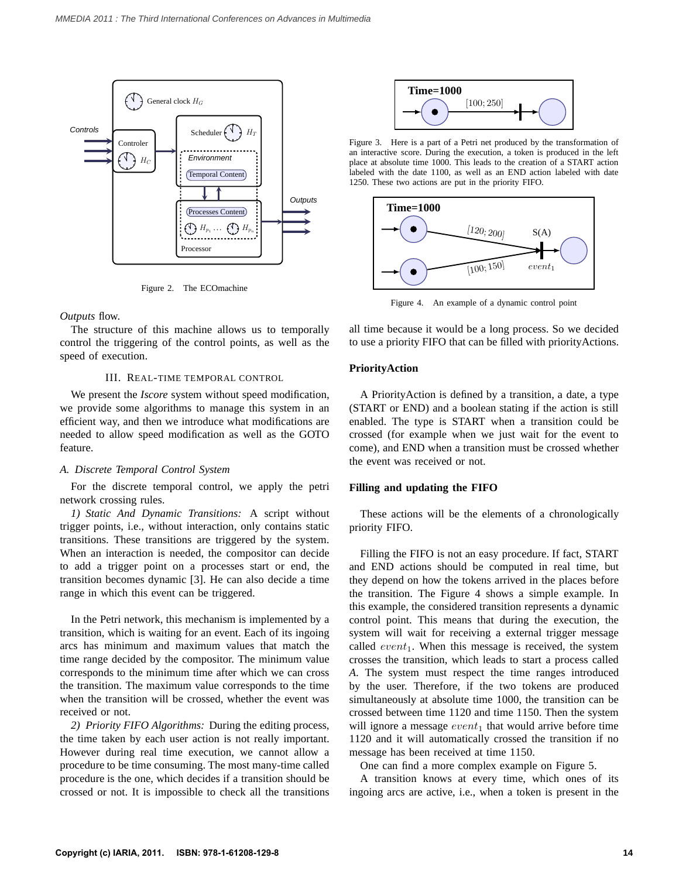Figure 2. The ECOmachine

Figure 3. Here is a part of a Petri net produced by the transformation of an interactive score. During the execution, a token is produced in the left place at absolute time 1000. This leads to the creation of a START action labeled with the date 1100, as well as an END action labeled with date 1250. These two actions are put in the priority FIFO.

Figure 4. An example of a dynamic control point

*Outputs* flow.

The structure of this machine allows us to temporally control the triggering of the control points, as well as the speed of execution.

## III. Real-time temporal control

We present the *Iscore* system without speed modification, we provide some algorithms to manage this system in an efficient way, and then we introduce what modifications are needed to allow speed modification as well as the GOTO feature.

### A. Discrete Temporal Control System

For the discrete temporal control, we apply the petri network crossing rules.

*1) Static And Dynamic Transitions:* A script without trigger points, i.e., without interaction, only contains static transitions. These transitions are triggered by the system. When an interaction is needed, the compositor can decide to add a trigger point on a processes start or end, the transition becomes dynamic [3]. He can also decide a time range in which this event can be triggered.

In the Petri network, this mechanism is implemented by a transition, which is waiting for an event. Each of its ingoing arcs has minimum and maximum values that match the time range decided by the compositor. The minimum value corresponds to the minimum time after which we can cross the transition. The maximum value corresponds to the time when the transition will be crossed, whether the event was received or not.

*2) Priority FIFO Algorithms:* During the editing process, the time taken by each user action is not really important. However during real time execution, we cannot allow a procedure to be time consuming. The most many-time called procedure is the one, which decides if a transition should be crossed or not. It is impossible to check all the transitions all time because it would be a long process. So we decided to use a priority FIFO that can be filled with priorityActions.

**PriorityAction**

A PriorityAction is defined by a transition, a date, a type (START or END) and a boolean stating if the action is still enabled. The type is START when a transition could be crossed (for example when we just wait for the event to come), and END when a transition must be crossed whether the event was received or not.

**Filling and updating the FIFO**

These actions will be the elements of a chronologically priority FIFO.

Filling the FIFO is not an easy procedure. If fact, START and END actions should be computed in real time, but they depend on how the tokens arrived in the places before the transition. The Figure 4 shows a simple example. In this example, the considered transition represents a dynamic control point. This means that during the execution, the system will wait for receiving a external trigger message called $event_1$. When this message is received, the system crosses the transition, which leads to start a process called *A*. The system must respect the time ranges introduced by the user. Therefore, if the two tokens are produced simultaneously at absolute time 1000, the transition can be crossed between time 1120 and time 1150. Then the system will ignore a message $event_1$ that would arrive before time 1120 and it will automatically crossed the transition if no message has been received at time 1150.

One can find a more complex example on Figure 5.

A transition knows at every time, which ones of its ingoing arcs are active, i.e., when a token is present in the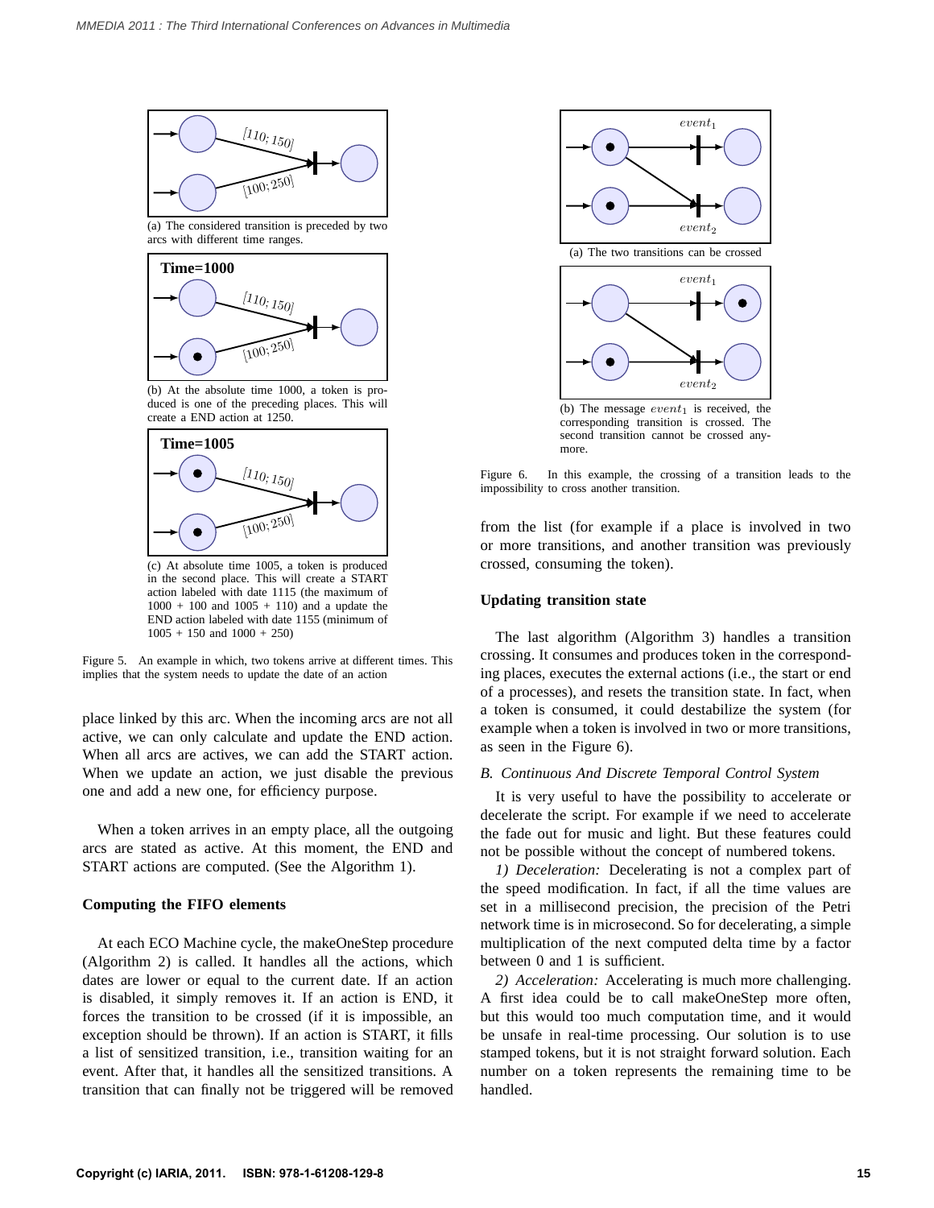(a) The considered transition is preceded by two arcs with different time ranges.

(b) At the absolute time 1000, a token is produced is one of the preceding places. This will create a END action at 1250.

(c) At absolute time 1005, a token is produced in the second place. This will create a START action labeled with date 1115 (the maximum of 1000 + 100 and 1005 + 110) and a update the END action labeled with date 1155 (minimum of 1005 + 150 and 1000 + 250)

Figure 5. An example in which, two tokens arrive at different times. This implies that the system needs to update the date of an action

place linked by this arc. When the incoming arcs are not all active, we can only calculate and update the END action. When all arcs are actives, we can add the START action. When we update an action, we just disable the previous one and add a new one, for efficiency purpose.

When a token arrives in an empty place, all the outgoing arcs are stated as active. At this moment, the END and START actions are computed. (See the Algorithm 1).

**Computing the FIFO elements**

At each ECO Machine cycle, the makeOneStep procedure (Algorithm 2) is called. It handles all the actions, which dates are lower or equal to the current date. If an action is disabled, it simply removes it. If an action is END, it forces the transition to be crossed (if it is impossible, an exception should be thrown). If an action is START, it fills a list of sensitized transition, i.e., transition waiting for an event. After that, it handles all the sensitized transitions. A transition that can finally not be triggered will be removed from the list (for example if a place is involved in two or more transitions, and another transition was previously crossed, consuming the token).

(a) The two transitions can be crossed

(b) The message $event_1$ is received, the corresponding transition is crossed. The second transition cannot be crossed anymore.

Figure 6. In this example, the crossing of a transition leads to the impossibility to cross another transition.

**Updating transition state**

The last algorithm (Algorithm 3) handles a transition crossing. It consumes and produces token in the corresponding places, executes the external actions (i.e., the start or end of a processes), and resets the transition state. In fact, when a token is consumed, it could destabilize the system (for example when a token is involved in two or more transitions, as seen in the Figure 6).

### *B. Continuous And Discrete Temporal Control System*

It is very useful to have the possibility to accelerate or decelerate the script. For example if we need to accelerate the fade out for music and light. But these features could not be possible without the concept of numbered tokens.

*1) Deceleration:* Decelerating is not a complex part of the speed modification. In fact, if all the time values are set in a millisecond precision, the precision of the Petri network time is in microsecond. So for decelerating, a simple multiplication of the next computed delta time by a factor between 0 and 1 is sufficient.

*2) Acceleration:* Accelerating is much more challenging. A first idea could be to call makeOneStep more often, but this would too much computation time, and it would be unsafe in real-time processing. Our solution is to use stamped tokens, but it is not straight forward solution. Each number on a token represents the remaining time to be handled.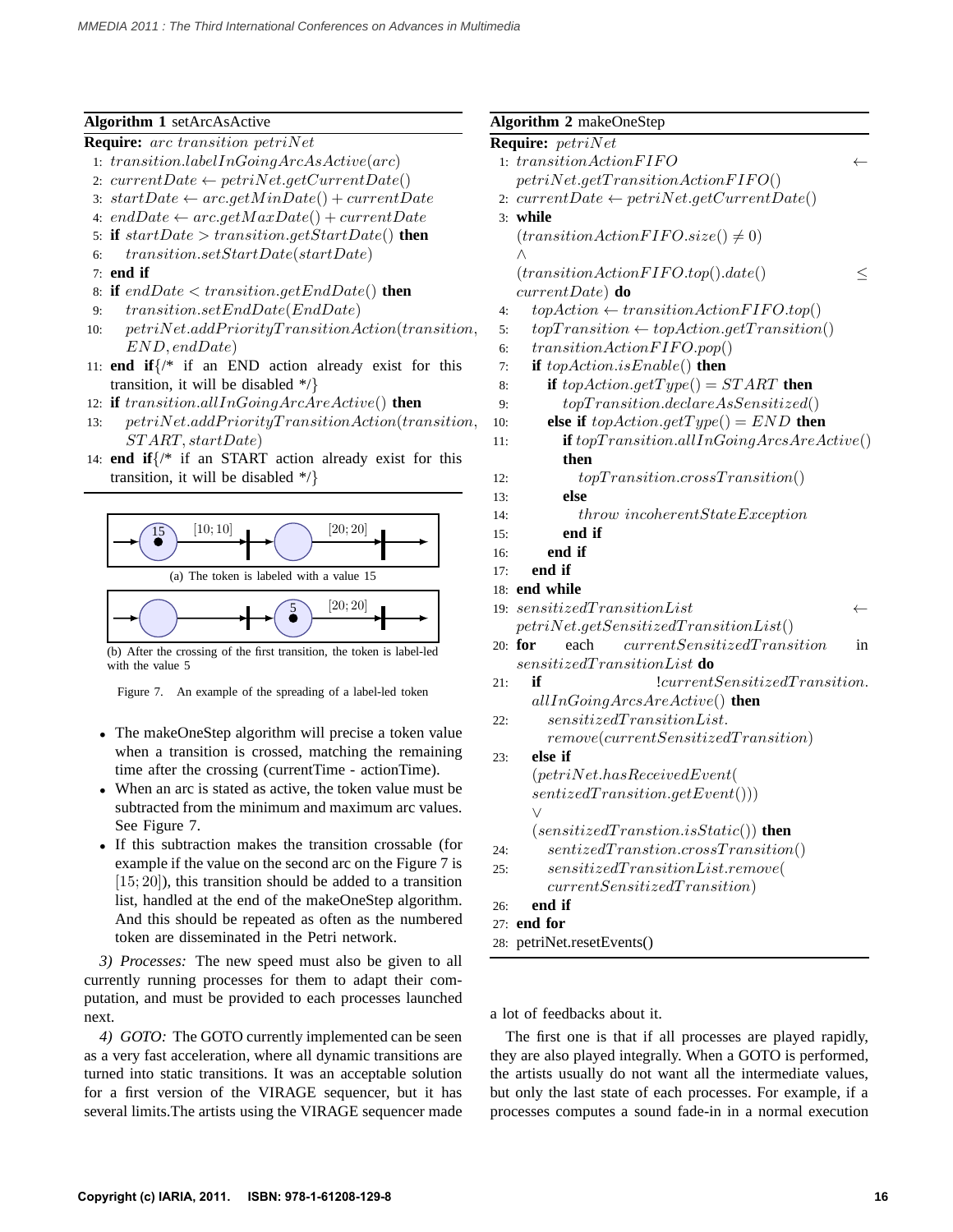**Algorithm 1** setArcAsActive

**Require:** $arc\ transition\ petriNet$

1: $transition.labelInGoingArcAsActive(arc)$
2: $currentDate \leftarrow petriNet.getCurrentDate()$
3: $startDate \leftarrow arc.getMinDate() + currentDate$
4: $endDate \leftarrow arc.getMaxDate() + currentDate$
5: **if** $startDate > transition.getStartDate()$ **then**
6: $\quad transition.setStartDate(startDate)$
7: **end if**
8: **if** $endDate < transition.getEndDate()$ **then**
9: $\quad transition.setEndDate(EndDate)$
10: $\quad petriNet.addPriorityTransitionAction(transition, END, endDate)$
11: **end if**{/* if an END action already exist for this transition, it will be disabled */}
12: **if** $transition.allInGoingArcAreActive()$ **then**
13: $\quad petriNet.addPriorityTransitionAction(transition, START, startDate)$
14: **end if**{/* if an START action already exist for this transition, it will be disabled */}

(a) The token is labeled with a value 15

(b) After the crossing of the first transition, the token is label-led with the value 5

Figure 7. An example of the spreading of a label-led token

- The makeOneStep algorithm will precise a token value when a transition is crossed, matching the remaining time after the crossing (currentTime - actionTime).
- When an arc is stated as active, the token value must be subtracted from the minimum and maximum arc values. See Figure 7.
- If this subtraction makes the transition crossable (for example if the value on the second arc on the Figure 7 is $[15; 20]$), this transition should be added to a transition list, handled at the end of the makeOneStep algorithm. And this should be repeated as often as the numbered token are disseminated in the Petri network.

*3) Processes:* The new speed must also be given to all currently running processes for them to adapt their computation, and must be provided to each processes launched next.

*4) GOTO:* The GOTO currently implemented can be seen as a very fast acceleration, where all dynamic transitions are turned into static transitions. It was an acceptable solution for a first version of the VIRAGE sequencer, but it has several limits.The artists using the VIRAGE sequencer made a lot of feedbacks about it.

**Algorithm 2** makeOneStep

**Require:** $petriNet$

1: $transitionActionFIFO \leftarrow petriNet.getTransitionActionFIFO()$
2: $currentDate \leftarrow petriNet.getCurrentDate()$
3: **while** $(transitionActionFIFO.size() \neq 0) \wedge (transitionActionFIFO.top().date() \leq currentDate)$ **do**
4: $\quad topAction \leftarrow transitionActionFIFO.top()$
5: $\quad topTransition \leftarrow topAction.getTransition()$
6: $\quad transitionActionFIFO.pop()$
7: $\quad$ **if** $topAction.isEnable()$ **then**
8: $\quad\quad$ **if** $topAction.getType() = START$ **then**
9: $\quad\quad\quad topTransition.declareAsSensitized()$
10: $\quad\quad$ **else if** $topAction.getType() = END$ **then**
11: $\quad\quad\quad$ **if** $topTransition.allInGoingArcsAreActive()$ **then**
12: $\quad\quad\quad\quad topTransition.crossTransition()$
13: $\quad\quad\quad$ **else**
14: $\quad\quad\quad\quad throw\ incoherentStateException$
15: $\quad\quad\quad$ **end if**
16: $\quad\quad$ **end if**
17: $\quad$ **end if**
18: **end while**
19: $sensitizedTransitionList \leftarrow petriNet.getSensitizedTransitionList()$
20: **for** each $currentSensitizedTransition$ in $sensitizedTransitionList$ **do**
21: $\quad$ **if** $!currentSensitizedTransition.allInGoingArcsAreActive()$ **then**
22: $\quad\quad sensitizedTransitionList.remove(currentSensitizedTransition)$
23: $\quad$ **else if** $(petriNet.hasReceivedEvent(sentizedTransition.getEvent())) \vee (sensitizedTranstion.isStatic())$ **then**
24: $\quad\quad sentizedTranstion.crossTransition()$
25: $\quad\quad sensitizedTransitionList.remove(currentSensitizedTransition)$
26: $\quad$ **end if**
27: **end for**
28: petriNet.resetEvents()

The first one is that if all processes are played rapidly, they are also played integrally. When a GOTO is performed, the artists usually do not want all the intermediate values, but only the last state of each processes. For example, if a processes computes a sound fade-in in a normal execution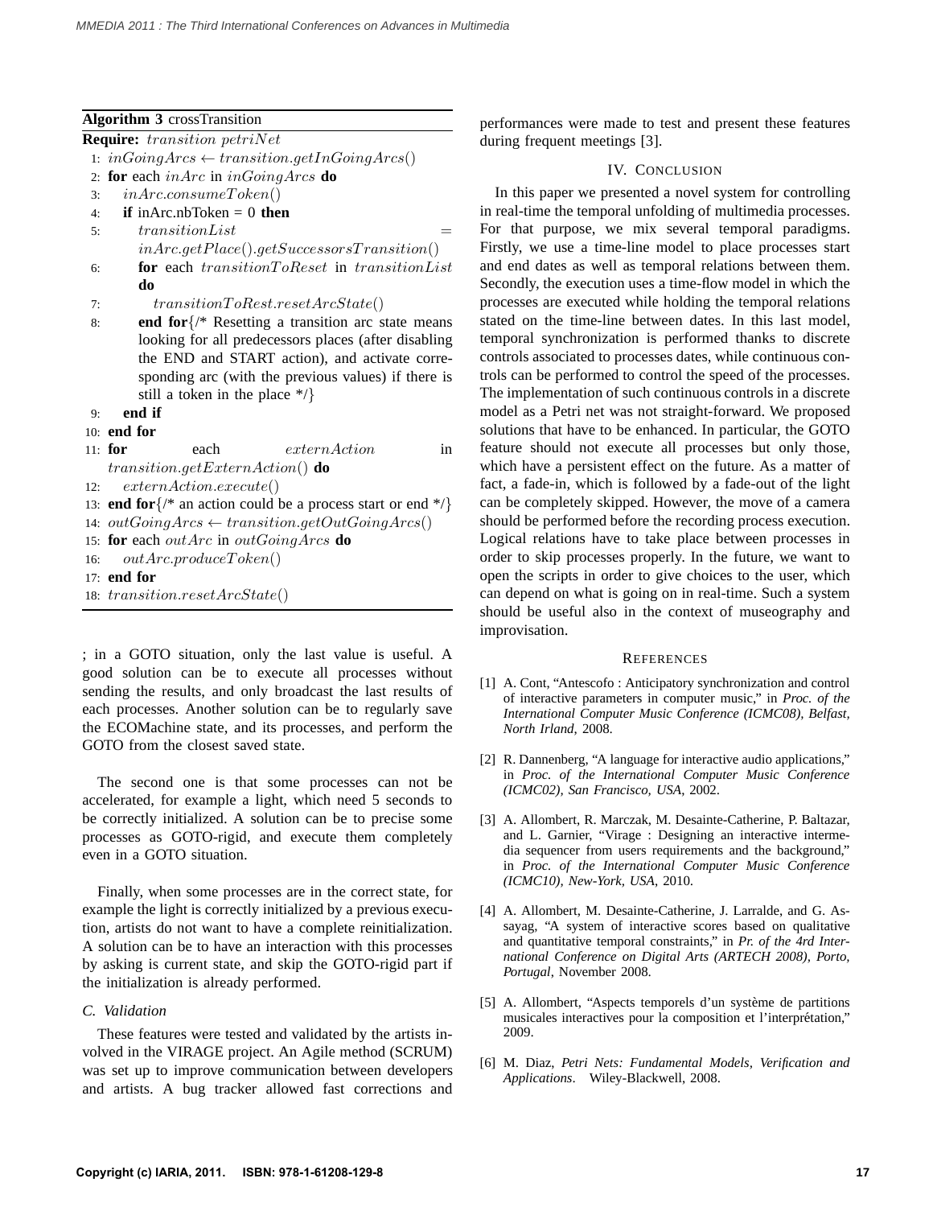**Algorithm 3** crossTransition

```
Require: transition petriNet
1: inGoingArcs ← transition.getInGoingArcs()
2: for each inArc in inGoingArcs do
3:   inArc.consumeToken()
4:   if inArc.nbToken = 0 then
5:     transitionList = inArc.getPlace().getSuccessorsTransition()
6:     for each transitionToReset in transitionList do
7:       transitionToRest.resetArcState()
8:     end for{/* Resetting a transition arc state means looking for all predecessors places (after disabling the END and START action), and activate corresponding arc (with the previous values) if there is still a token in the place */}
9:   end if
10: end for
11: for each externAction in transition.getExternAction() do
12:   externAction.execute()
13: end for{/* an action could be a process start or end */}
14: outGoingArcs ← transition.getOutGoingArcs()
15: for each outArc in outGoingArcs do
16:   outArc.produceToken()
17: end for
18: transition.resetArcState()
```

; in a GOTO situation, only the last value is useful. A good solution can be to execute all processes without sending the results, and only broadcast the last results of each processes. Another solution can be to regularly save the ECOMachine state, and its processes, and perform the GOTO from the closest saved state.

The second one is that some processes can not be accelerated, for example a light, which need 5 seconds to be correctly initialized. A solution can be to precise some processes as GOTO-rigid, and execute them completely even in a GOTO situation.

Finally, when some processes are in the correct state, for example the light is correctly initialized by a previous execution, artists do not want to have a complete reinitialization. A solution can be to have an interaction with this processes by asking is current state, and skip the GOTO-rigid part if the initialization is already performed.

### C. Validation

These features were tested and validated by the artists involved in the VIRAGE project. An Agile method (SCRUM) was set up to improve communication between developers and artists. A bug tracker allowed fast corrections and performances were made to test and present these features during frequent meetings [3].

## IV. Conclusion

In this paper we presented a novel system for controlling in real-time the temporal unfolding of multimedia processes. For that purpose, we mix several temporal paradigms. Firstly, we use a time-line model to place processes start and end dates as well as temporal relations between them. Secondly, the execution uses a time-flow model in which the processes are executed while holding the temporal relations stated on the time-line between dates. In this last model, temporal synchronization is performed thanks to discrete controls associated to processes dates, while continuous controls can be performed to control the speed of the processes. The implementation of such continuous controls in a discrete model as a Petri net was not straight-forward. We proposed solutions that have to be enhanced. In particular, the GOTO feature should not execute all processes but only those, which have a persistent effect on the future. As a matter of fact, a fade-in, which is followed by a fade-out of the light can be completely skipped. However, the move of a camera should be performed before the recording process execution. Logical relations have to take place between processes in order to skip processes properly. In the future, we want to open the scripts in order to give choices to the user, which can depend on what is going on in real-time. Such a system should be useful also in the context of museography and improvisation.

## References

[1] A. Cont, "Antescofo : Anticipatory synchronization and control of interactive parameters in computer music," in *Proc. of the International Computer Music Conference (ICMC08), Belfast, North Irland*, 2008.

[2] R. Dannenberg, "A language for interactive audio applications," in *Proc. of the International Computer Music Conference (ICMC02), San Francisco, USA*, 2002.

[3] A. Allombert, R. Marczak, M. Desainte-Catherine, P. Baltazar, and L. Garnier, "Virage : Designing an interactive intermedia sequencer from users requirements and the background," in *Proc. of the International Computer Music Conference (ICMC10), New-York, USA*, 2010.

[4] A. Allombert, M. Desainte-Catherine, J. Larralde, and G. Assayag, "A system of interactive scores based on qualitative and quantitative temporal constraints," in *Pr. of the 4rd International Conference on Digital Arts (ARTECH 2008), Porto, Portugal*, November 2008.

[5] A. Allombert, "Aspects temporels d'un système de partitions musicales interactives pour la composition et l'interprétation," 2009.

[6] M. Diaz, *Petri Nets: Fundamental Models, Verification and Applications*. Wiley-Blackwell, 2008.